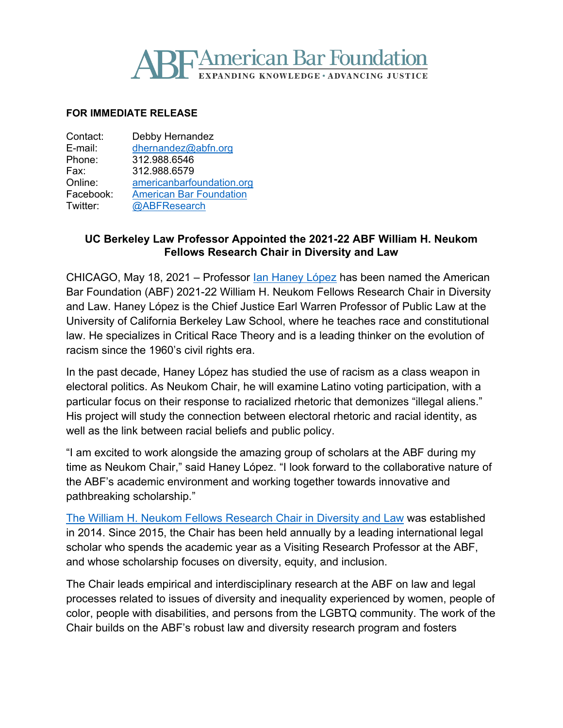# American Bar Foundation

EXPANDING KNOWLEDGE • ADVANCING JUSTICE

**FOR IMMEDIATE RELEASE**

| | |
|---|---|
| Contact: | Debby Hernandez |
| E-mail: | dhernandez@abfn.org |
| Phone: | 312.988.6546 |
| Fax: | 312.988.6579 |
| Online: | americanbarfoundation.org |
| Facebook: | American Bar Foundation |
| Twitter: | @ABFResearch |

**UC Berkeley Law Professor Appointed the 2021-22 ABF William H. Neukom Fellows Research Chair in Diversity and Law**

CHICAGO, May 18, 2021 – Professor Ian Haney López has been named the American Bar Foundation (ABF) 2021-22 William H. Neukom Fellows Research Chair in Diversity and Law. Haney López is the Chief Justice Earl Warren Professor of Public Law at the University of California Berkeley Law School, where he teaches race and constitutional law. He specializes in Critical Race Theory and is a leading thinker on the evolution of racism since the 1960's civil rights era.

In the past decade, Haney López has studied the use of racism as a class weapon in electoral politics. As Neukom Chair, he will examine Latino voting participation, with a particular focus on their response to racialized rhetoric that demonizes "illegal aliens." His project will study the connection between electoral rhetoric and racial identity, as well as the link between racial beliefs and public policy.

"I am excited to work alongside the amazing group of scholars at the ABF during my time as Neukom Chair," said Haney López. "I look forward to the collaborative nature of the ABF's academic environment and working together towards innovative and pathbreaking scholarship."

The William H. Neukom Fellows Research Chair in Diversity and Law was established in 2014. Since 2015, the Chair has been held annually by a leading international legal scholar who spends the academic year as a Visiting Research Professor at the ABF, and whose scholarship focuses on diversity, equity, and inclusion.

The Chair leads empirical and interdisciplinary research at the ABF on law and legal processes related to issues of diversity and inequality experienced by women, people of color, people with disabilities, and persons from the LGBTQ community. The work of the Chair builds on the ABF's robust law and diversity research program and fosters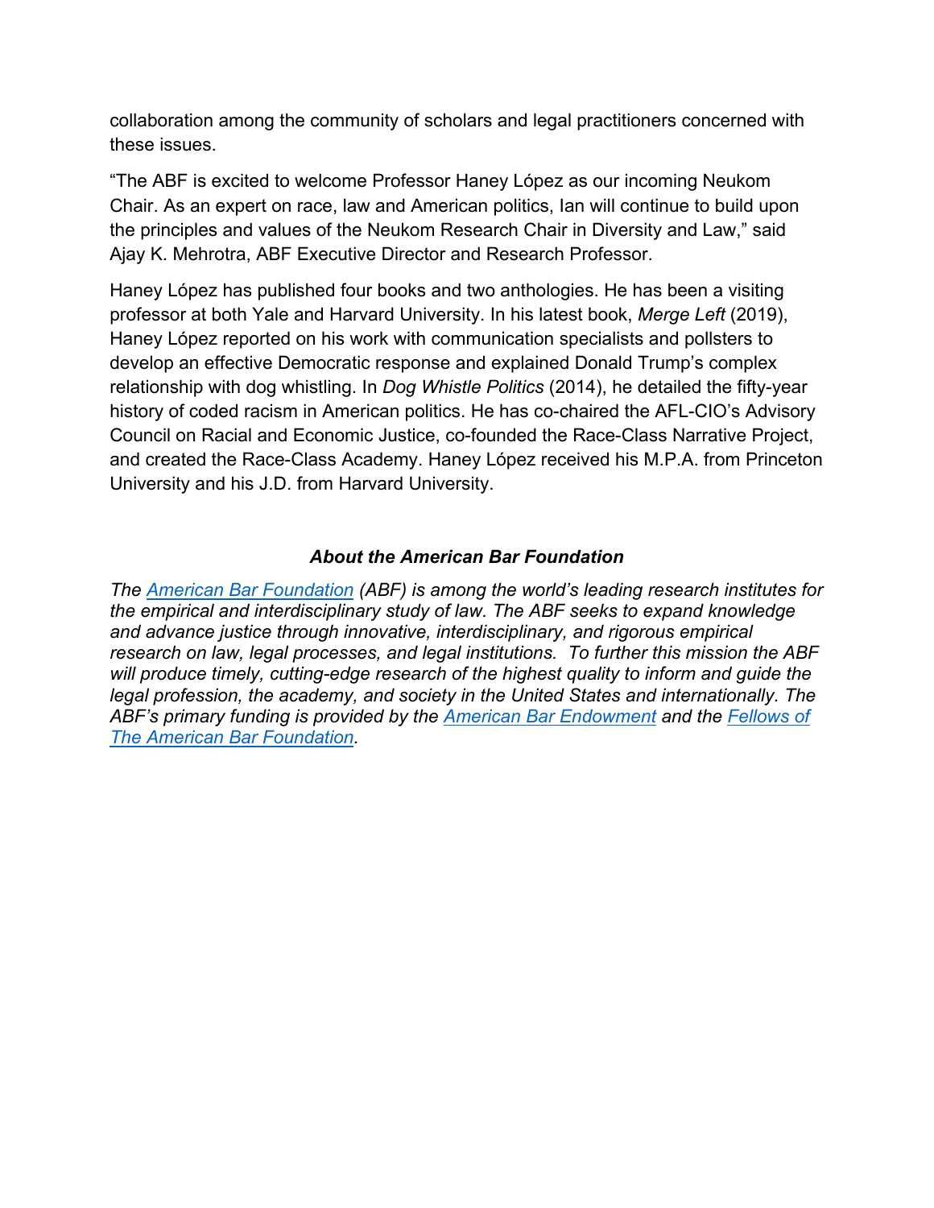collaboration among the community of scholars and legal practitioners concerned with these issues.

"The ABF is excited to welcome Professor Haney López as our incoming Neukom Chair. As an expert on race, law and American politics, Ian will continue to build upon the principles and values of the Neukom Research Chair in Diversity and Law," said Ajay K. Mehrotra, ABF Executive Director and Research Professor.

Haney López has published four books and two anthologies. He has been a visiting professor at both Yale and Harvard University. In his latest book, *Merge Left* (2019), Haney López reported on his work with communication specialists and pollsters to develop an effective Democratic response and explained Donald Trump's complex relationship with dog whistling. In *Dog Whistle Politics* (2014), he detailed the fifty-year history of coded racism in American politics. He has co-chaired the AFL-CIO's Advisory Council on Racial and Economic Justice, co-founded the Race-Class Narrative Project, and created the Race-Class Academy. Haney López received his M.P.A. from Princeton University and his J.D. from Harvard University.

### *About the American Bar Foundation*

*The American Bar Foundation (ABF) is among the world's leading research institutes for the empirical and interdisciplinary study of law. The ABF seeks to expand knowledge and advance justice through innovative, interdisciplinary, and rigorous empirical research on law, legal processes, and legal institutions. To further this mission the ABF will produce timely, cutting-edge research of the highest quality to inform and guide the legal profession, the academy, and society in the United States and internationally. The ABF's primary funding is provided by the American Bar Endowment and the Fellows of The American Bar Foundation.*